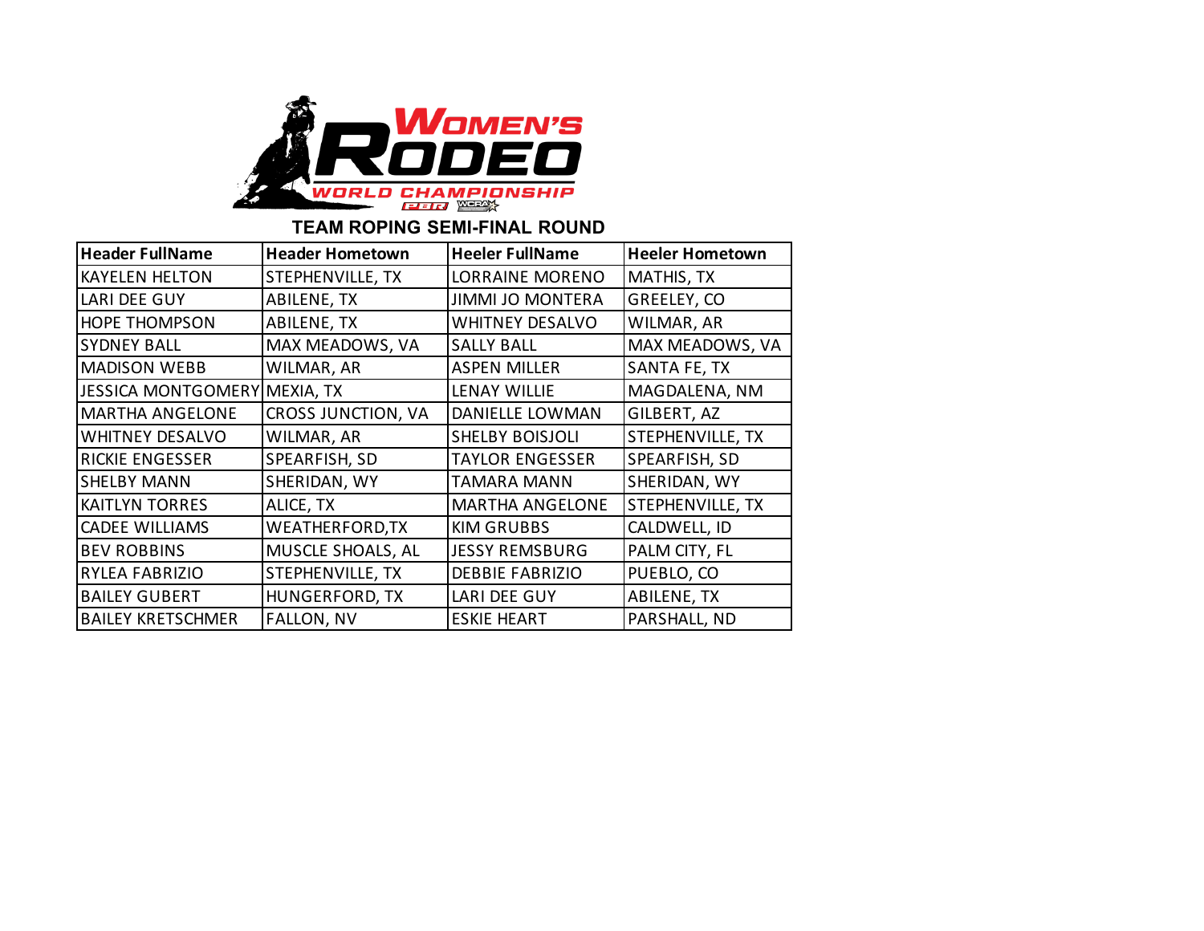# TEAM ROPING SEMI-FINAL ROUND

| Header FullName | Header Hometown | Heeler FullName | Heeler Hometown |
|---|---|---|---|
| KAYELEN HELTON | STEPHENVILLE, TX | LORRAINE MORENO | MATHIS, TX |
| LARI DEE GUY | ABILENE, TX | JIMMI JO MONTERA | GREELEY, CO |
| HOPE THOMPSON | ABILENE, TX | WHITNEY DESALVO | WILMAR, AR |
| SYDNEY BALL | MAX MEADOWS, VA | SALLY BALL | MAX MEADOWS, VA |
| MADISON WEBB | WILMAR, AR | ASPEN MILLER | SANTA FE, TX |
| JESSICA MONTGOMERY | MEXIA, TX | LENAY WILLIE | MAGDALENA, NM |
| MARTHA ANGELONE | CROSS JUNCTION, VA | DANIELLE LOWMAN | GILBERT, AZ |
| WHITNEY DESALVO | WILMAR, AR | SHELBY BOISJOLI | STEPHENVILLE, TX |
| RICKIE ENGESSER | SPEARFISH, SD | TAYLOR ENGESSER | SPEARFISH, SD |
| SHELBY MANN | SHERIDAN, WY | TAMARA MANN | SHERIDAN, WY |
| KAITLYN TORRES | ALICE, TX | MARTHA ANGELONE | STEPHENVILLE, TX |
| CADEE WILLIAMS | WEATHERFORD,TX | KIM GRUBBS | CALDWELL, ID |
| BEV ROBBINS | MUSCLE SHOALS, AL | JESSY REMSBURG | PALM CITY, FL |
| RYLEA FABRIZIO | STEPHENVILLE, TX | DEBBIE FABRIZIO | PUEBLO, CO |
| BAILEY GUBERT | HUNGERFORD, TX | LARI DEE GUY | ABILENE, TX |
| BAILEY KRETSCHMER | FALLON, NV | ESKIE HEART | PARSHALL, ND |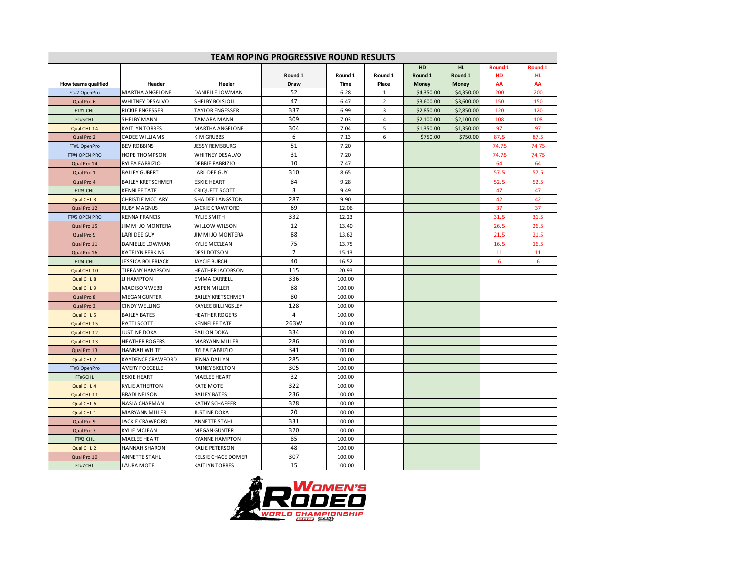## TEAM ROPING PROGRESSIVE ROUND RESULTS

| How teams qualified | Header | Heeler | Round 1 Draw | Round 1 Time | Round 1 Place | HD Round 1 Money | HL Round 1 Money | Round 1 HD AA | Round 1 HL AA |
|---|---|---|---|---|---|---|---|---|---|
| FT#2 OpenPro | MARTHA ANGELONE | DANIELLE LOWMAN | 52 | 6.28 | 1 | $4,350.00 | $4,350.00 | 200 | 200 |
| Qual Pro 6 | WHITNEY DESALVO | SHELBY BOISJOLI | 47 | 6.47 | 2 | $3,600.00 | $3,600.00 | 150 | 150 |
| FT#1 CHL | RICKIE ENGESSER | TAYLOR ENGESSER | 337 | 6.99 | 3 | $2,850.00 | $2,850.00 | 120 | 120 |
| FT#5CHL | SHELBY MANN | TAMARA MANN | 309 | 7.03 | 4 | $2,100.00 | $2,100.00 | 108 | 108 |
| Qual CHL 14 | KAITLYN TORRES | MARTHA ANGELONE | 304 | 7.04 | 5 | $1,350.00 | $1,350.00 | 97 | 97 |
| Qual Pro 2 | CADEE WILLIAMS | KIM GRUBBS | 6 | 7.13 | 6 | $750.00 | $750.00 | 87.5 | 87.5 |
| FT#1 OpenPro | BEV ROBBINS | JESSY REMSBURG | 51 | 7.20 | | | | 74.75 | 74.75 |
| FT#4 OPEN PRO | HOPE THOMPSON | WHITNEY DESALVO | 31 | 7.20 | | | | 74.75 | 74.75 |
| Qual Pro 14 | RYLEA FABRIZIO | DEBBIE FABRIZIO | 10 | 7.47 | | | | 64 | 64 |
| Qual Pro 1 | BAILEY GUBERT | LARI DEE GUY | 310 | 8.65 | | | | 57.5 | 57.5 |
| Qual Pro 4 | BAILEY KRETSCHMER | ESKIE HEART | 84 | 9.28 | | | | 52.5 | 52.5 |
| FT#3 CHL | KENNLEE TATE | CRIQUETT SCOTT | 3 | 9.49 | | | | 47 | 47 |
| Qual CHL 3 | CHRISTIE MCCLARY | SHA DEE LANGSTON | 287 | 9.90 | | | | 42 | 42 |
| Qual Pro 12 | RUBY MAGNUS | JACKIE CRAWFORD | 69 | 12.06 | | | | 37 | 37 |
| FT#5 OPEN PRO | KENNA FRANCIS | RYLIE SMITH | 332 | 12.23 | | | | 31.5 | 31.5 |
| Qual Pro 15 | JIMMI JO MONTERA | WILLOW WILSON | 12 | 13.40 | | | | 26.5 | 26.5 |
| Qual Pro 5 | LARI DEE GUY | JIMMI JO MONTERA | 68 | 13.62 | | | | 21.5 | 21.5 |
| Qual Pro 11 | DANIELLE LOWMAN | KYLIE MCCLEAN | 75 | 13.75 | | | | 16.5 | 16.5 |
| Qual Pro 16 | KATELYN PERKINS | DESI DOTSON | 7 | 15.13 | | | | 11 | 11 |
| FT#4 CHL | JESSICA BOLERJACK | JAYCIE BURCH | 40 | 16.52 | | | | 6 | 6 |
| Qual CHL 10 | TIFFANY HAMPSON | HEATHER JACOBSON | 115 | 20.93 | | | | | |
| Qual CHL 8 | JJ HAMPTON | EMMA CARRELL | 336 | 100.00 | | | | | |
| Qual CHL 9 | MADISON WEBB | ASPEN MILLER | 88 | 100.00 | | | | | |
| Qual Pro 8 | MEGAN GUNTER | BAILEY KRETSCHMER | 80 | 100.00 | | | | | |
| Qual Pro 3 | CINDY WELLING | KAYLEE BILLINGSLEY | 128 | 100.00 | | | | | |
| Qual CHL 5 | BAILEY BATES | HEATHER ROGERS | 4 | 100.00 | | | | | |
| Qual CHL 15 | PATTI SCOTT | KENNELEE TATE | 263W | 100.00 | | | | | |
| Qual CHL 12 | JUSTINE DOKA | FALLON DOKA | 334 | 100.00 | | | | | |
| Qual CHL 13 | HEATHER ROGERS | MARYANN MILLER | 286 | 100.00 | | | | | |
| Qual Pro 13 | HANNAH WHITE | RYLEA FABRIZIO | 341 | 100.00 | | | | | |
| Qual CHL 7 | KAYDENCE CRAWFORD | JENNA DALLYN | 285 | 100.00 | | | | | |
| FT#3 OpenPro | AVERY FOEGELLE | RAINEY SKELTON | 305 | 100.00 | | | | | |
| FT#6CHL | ESKIE HEART | MAELEE HEART | 32 | 100.00 | | | | | |
| Qual CHL 4 | KYLIE ATHERTON | KATE MOTE | 322 | 100.00 | | | | | |
| Qual CHL 11 | BRADI NELSON | BAILEY BATES | 236 | 100.00 | | | | | |
| Qual CHL 6 | NASIA CHAPMAN | KATHY SCHAFFER | 328 | 100.00 | | | | | |
| Qual CHL 1 | MARYANN MILLER | JUSTINE DOKA | 20 | 100.00 | | | | | |
| Qual Pro 9 | JACKIE CRAWFORD | ANNETTE STAHL | 331 | 100.00 | | | | | |
| Qual Pro 7 | KYLIE MCLEAN | MEGAN GUNTER | 320 | 100.00 | | | | | |
| FT#2 CHL | MAELEE HEART | KYANNE HAMPTON | 85 | 100.00 | | | | | |
| Qual CHL 2 | HANNAH SHARON | KALIE PETERSON | 48 | 100.00 | | | | | |
| Qual Pro 10 | ANNETTE STAHL | KELSIE CHACE DOMER | 307 | 100.00 | | | | | |
| FT#7CHL | LAURA MOTE | KAITLYN TORRES | 15 | 100.00 | | | | | |

WOMEN'S RODEO WORLD CHAMPIONSHIP